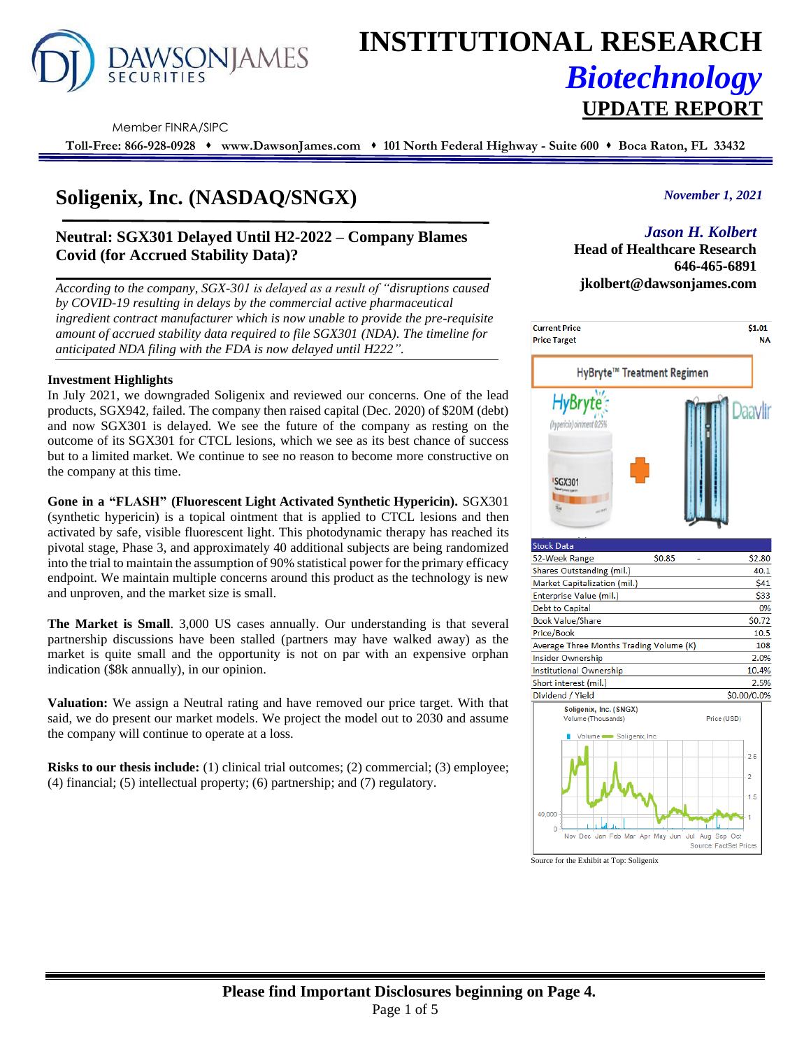# INSTITUTIONAL RESEARCH

## *Biotechnology*

## UPDATE REPORT

Member FINRA/SIPC

**Toll-Free: 866-928-0928 ♦ www.DawsonJames.com ♦ 101 North Federal Highway - Suite 600 ♦ Boca Raton, FL 33432**

# Soligenix, Inc. (NASDAQ/SNGX)

*November 1, 2021*

*Jason H. Kolbert*
**Head of Healthcare Research**
**646-465-6891**
**jkolbert@dawsonjames.com**

### Neutral: SGX301 Delayed Until H2-2022 – Company Blames Covid (for Accrued Stability Data)?

*According to the company, SGX-301 is delayed as a result of "disruptions caused by COVID-19 resulting in delays by the commercial active pharmaceutical ingredient contract manufacturer which is now unable to provide the pre-requisite amount of accrued stability data required to file SGX301 (NDA). The timeline for anticipated NDA filing with the FDA is now delayed until H222".*

**Investment Highlights**

In July 2021, we downgraded Soligenix and reviewed our concerns. One of the lead products, SGX942, failed. The company then raised capital (Dec. 2020) of $20M (debt) and now SGX301 is delayed. We see the future of the company as resting on the outcome of its SGX301 for CTCL lesions, which we see as its best chance of success but to a limited market. We continue to see no reason to become more constructive on the company at this time.

**Gone in a "FLASH" (Fluorescent Light Activated Synthetic Hypericin).** SGX301 (synthetic hypericin) is a topical ointment that is applied to CTCL lesions and then activated by safe, visible fluorescent light. This photodynamic therapy has reached its pivotal stage, Phase 3, and approximately 40 additional subjects are being randomized into the trial to maintain the assumption of 90% statistical power for the primary efficacy endpoint. We maintain multiple concerns around this product as the technology is new and unproven, and the market size is small.

**The Market is Small**. 3,000 US cases annually. Our understanding is that several partnership discussions have been stalled (partners may have walked away) as the market is quite small and the opportunity is not on par with an expensive orphan indication ($8k annually), in our opinion.

**Valuation:** We assign a Neutral rating and have removed our price target. With that said, we do present our market models. We project the model out to 2030 and assume the company will continue to operate at a loss.

**Risks to our thesis include:** (1) clinical trial outcomes; (2) commercial; (3) employee; (4) financial; (5) intellectual property; (6) partnership; and (7) regulatory.

| | |
|---|---|
| **Current Price** | **$1.01** |
| **Price Target** | **NA** |

HyBryte™ Treatment Regimen

| Stock Data | | |
|---|---|---|
| 52-Week Range | $0.85 - | $2.80 |
| Shares Outstanding (mil.) | | 40.1 |
| Market Capitalization (mil.) | | $41 |
| Enterprise Value (mil.) | | $33 |
| Debt to Capital | | 0% |
| Book Value/Share | | $0.72 |
| Price/Book | | 10.5 |
| Average Three Months Trading Volume (K) | | 108 |
| Insider Ownership | | 2.0% |
| Institutional Ownership | | 10.4% |
| Short interest (mil.) | | 2.5% |
| Dividend / Yield | | $0.00/0.0% |

Source for the Exhibit at Top: Soligenix

**Please find Important Disclosures beginning on Page 4.**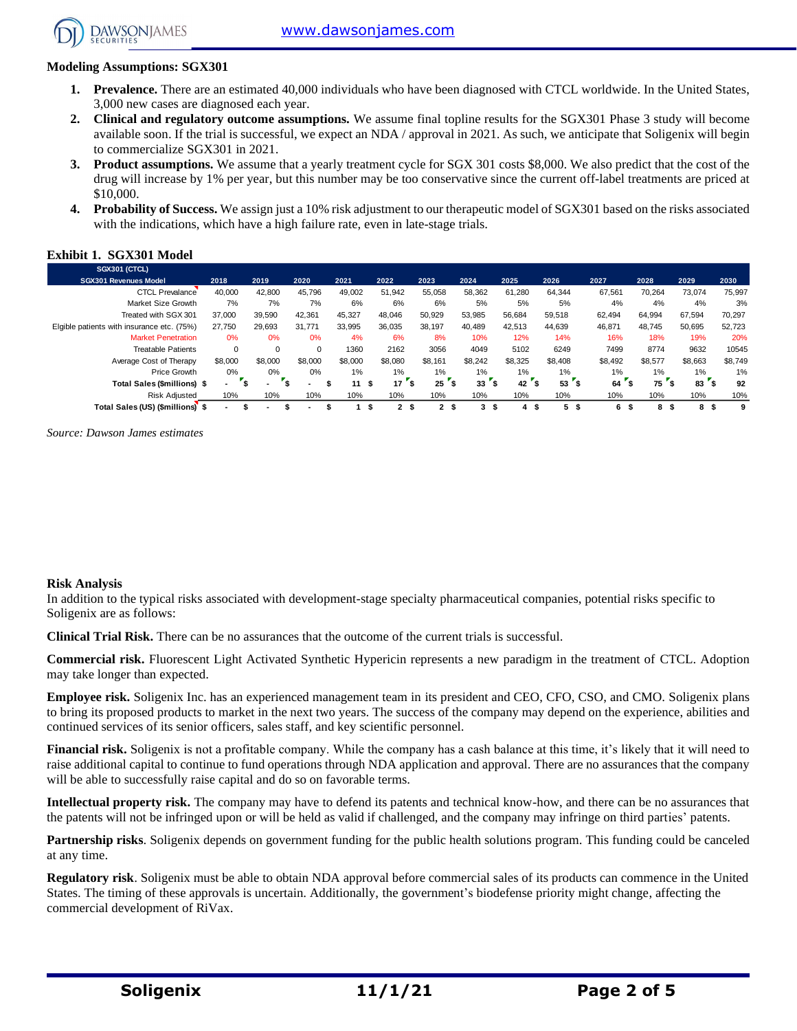**Modeling Assumptions: SGX301**

1. **Prevalence.** There are an estimated 40,000 individuals who have been diagnosed with CTCL worldwide. In the United States, 3,000 new cases are diagnosed each year.
2. **Clinical and regulatory outcome assumptions.** We assume final topline results for the SGX301 Phase 3 study will become available soon. If the trial is successful, we expect an NDA / approval in 2021. As such, we anticipate that Soligenix will begin to commercialize SGX301 in 2021.
3. **Product assumptions.** We assume that a yearly treatment cycle for SGX 301 costs $8,000. We also predict that the cost of the drug will increase by 1% per year, but this number may be too conservative since the current off-label treatments are priced at $10,000.
4. **Probability of Success.** We assign just a 10% risk adjustment to our therapeutic model of SGX301 based on the risks associated with the indications, which have a high failure rate, even in late-stage trials.

**Exhibit 1. SGX301 Model**

| SGX301 (CTCL) SGX301 Revenues Model | 2018 | 2019 | 2020 | 2021 | 2022 | 2023 | 2024 | 2025 | 2026 | 2027 | 2028 | 2029 | 2030 |
|---|---|---|---|---|---|---|---|---|---|---|---|---|---|
| CTCL Prevalance | 40,000 | 42,800 | 45,796 | 49,002 | 51,942 | 55,058 | 58,362 | 61,280 | 64,344 | 67,561 | 70,264 | 73,074 | 75,997 |
| Market Size Growth | 7% | 7% | 7% | 6% | 6% | 6% | 5% | 5% | 5% | 4% | 4% | 4% | 3% |
| Treated with SGX 301 | 37,000 | 39,590 | 42,361 | 45,327 | 48,046 | 50,929 | 53,985 | 56,684 | 59,518 | 62,494 | 64,994 | 67,594 | 70,297 |
| Elgible patients with insurance etc. (75%) | 27,750 | 29,693 | 31,771 | 33,995 | 36,035 | 38,197 | 40,489 | 42,513 | 44,639 | 46,871 | 48,745 | 50,695 | 52,723 |
| Market Penetration | 0% | 0% | 0% | 4% | 6% | 8% | 10% | 12% | 14% | 16% | 18% | 19% | 20% |
| Treatable Patients | 0 | 0 | 0 | 1360 | 2162 | 3056 | 4049 | 5102 | 6249 | 7499 | 8774 | 9632 | 10545 |
| Average Cost of Therapy | $8,000 | $8,000 | $8,000 | $8,000 | $8,080 | $8,161 | $8,242 | $8,325 | $8,408 | $8,492 | $8,577 | $8,663 | $8,749 |
| Price Growth | 0% | 0% | 0% | 1% | 1% | 1% | 1% | 1% | 1% | 1% | 1% | 1% | 1% |
| **Total Sales ($millions)** | **$ -** | **$ -** | **$ -** | **$ 11** | **$ 17** | **$ 25** | **$ 33** | **$ 42** | **$ 53** | **$ 64** | **$ 75** | **$ 83** | **$ 92** |
| Risk Adjusted | 10% | 10% | 10% | 10% | 10% | 10% | 10% | 10% | 10% | 10% | 10% | 10% | 10% |
| **Total Sales (US) ($millions)** | **$ -** | **$ -** | **$ -** | **$ 1** | **$ 2** | **$ 2** | **$ 3** | **$ 4** | **$ 5** | **$ 6** | **$ 8** | **$ 8** | **$ 9** |

*Source: Dawson James estimates*

**Risk Analysis**

In addition to the typical risks associated with development-stage specialty pharmaceutical companies, potential risks specific to Soligenix are as follows:

**Clinical Trial Risk.** There can be no assurances that the outcome of the current trials is successful.

**Commercial risk.** Fluorescent Light Activated Synthetic Hypericin represents a new paradigm in the treatment of CTCL. Adoption may take longer than expected.

**Employee risk.** Soligenix Inc. has an experienced management team in its president and CEO, CFO, CSO, and CMO. Soligenix plans to bring its proposed products to market in the next two years. The success of the company may depend on the experience, abilities and continued services of its senior officers, sales staff, and key scientific personnel.

**Financial risk.** Soligenix is not a profitable company. While the company has a cash balance at this time, it's likely that it will need to raise additional capital to continue to fund operations through NDA application and approval. There are no assurances that the company will be able to successfully raise capital and do so on favorable terms.

**Intellectual property risk.** The company may have to defend its patents and technical know-how, and there can be no assurances that the patents will not be infringed upon or will be held as valid if challenged, and the company may infringe on third parties' patents.

**Partnership risks**. Soligenix depends on government funding for the public health solutions program. This funding could be canceled at any time.

**Regulatory risk**. Soligenix must be able to obtain NDA approval before commercial sales of its products can commence in the United States. The timing of these approvals is uncertain. Additionally, the government's biodefense priority might change, affecting the commercial development of RiVax.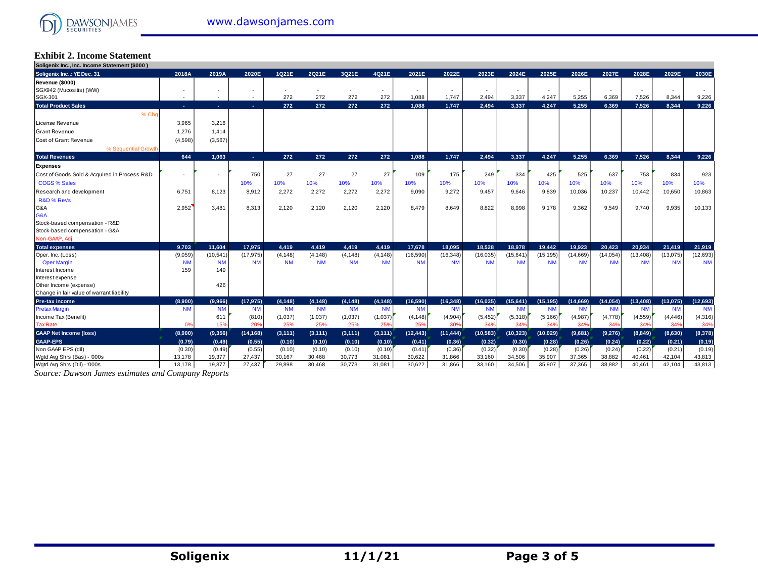## Exhibit 2. Income Statement

| Soligenix Inc., Inc. Income Statement ($000 ) | | | | | | | | | | | | | | | | | | |
|---|---|---|---|---|---|---|---|---|---|---|---|---|---|---|---|---|---|---|
| **Soligenix Inc..: YE Dec. 31** | **2018A** | **2019A** | **2020E** | **1Q21E** | **2Q21E** | **3Q21E** | **4Q21E** | **2021E** | **2022E** | **2023E** | **2024E** | **2025E** | **2026E** | **2027E** | **2028E** | **2029E** | **2030E** |
| **Revenue ($000)** | | | | | | | | | | | | | | | | | |
| SGX942 (Mucositis) (WW) | - | - | - | - | - | - | - | - | - | - | - | - | - | - | - | - | - |
| SGX-301 | - | - | - | 272 | 272 | 272 | 272 | 1,088 | 1,747 | 2,494 | 3,337 | 4,247 | 5,255 | 6,369 | 7,526 | 8,344 | 9,226 |
| **Total Product Sales** | - | - | - | **272** | **272** | **272** | **272** | **1,088** | **1,747** | **2,494** | **3,337** | **4,247** | **5,255** | **6,369** | **7,526** | **8,344** | **9,226** |
| % Chg | | | | | | | | | | | | | | | | | |
| License Revenue | 3,965 | 3,216 | | | | | | | | | | | | | | | |
| Grant Revenue | 1,276 | 1,414 | | | | | | | | | | | | | | | |
| Cost of Grant Revenue | (4,598) | (3,567) | | | | | | | | | | | | | | | |
| % Sequential Growth | | | | | | | | | | | | | | | | | |
| **Total Revenues** | **644** | **1,063** | **-** | **272** | **272** | **272** | **272** | **1,088** | **1,747** | **2,494** | **3,337** | **4,247** | **5,255** | **6,369** | **7,526** | **8,344** | **9,226** |
| **Expenses** | | | | | | | | | | | | | | | | | |
| Cost of Goods Sold & Acquired in Process R&D | - | - | 750 | 27 | 27 | 27 | 27 | 109 | 175 | 249 | 334 | 425 | 525 | 637 | 753 | 834 | 923 |
| COGS % Sales | | | 10% | 10% | 10% | 10% | 10% | 10% | 10% | 10% | 10% | 10% | 10% | 10% | 10% | 10% | 10% |
| Research and development | 6,751 | 8,123 | 8,912 | 2,272 | 2,272 | 2,272 | 2,272 | 9,090 | 9,272 | 9,457 | 9,646 | 9,839 | 10,036 | 10,237 | 10,442 | 10,650 | 10,863 |
| R&D % Rev's | | | | | | | | | | | | | | | | | |
| G&A | 2,952 | 3,481 | 8,313 | 2,120 | 2,120 | 2,120 | 2,120 | 8,479 | 8,649 | 8,822 | 8,998 | 9,178 | 9,362 | 9,549 | 9,740 | 9,935 | 10,133 |
| G&A | | | | | | | | | | | | | | | | | |
| Stock-based compensation - R&D | | | | | | | | | | | | | | | | | |
| Stock-based compensation - G&A | | | | | | | | | | | | | | | | | |
| Non-GAAP, Adj | | | | | | | | | | | | | | | | | |
| **Total expenses** | **9,703** | **11,604** | **17,975** | **4,419** | **4,419** | **4,419** | **4,419** | **17,678** | **18,095** | **18,528** | **18,978** | **19,442** | **19,923** | **20,423** | **20,934** | **21,419** | **21,919** |
| Oper. Inc. (Loss) | (9,059) | (10,541) | (17,975) | (4,148) | (4,148) | (4,148) | (4,148) | (16,590) | (16,348) | (16,035) | (15,641) | (15,195) | (14,669) | (14,054) | (13,408) | (13,075) | (12,693) |
| Oper Margin | NM | NM | NM | NM | NM | NM | NM | NM | NM | NM | NM | NM | NM | NM | NM | NM | NM |
| Interest Income | 159 | 149 | | | | | | | | | | | | | | | |
| Interest expense | | | | | | | | | | | | | | | | | |
| Other Income (expense) | | 426 | | | | | | | | | | | | | | | |
| Change in fair value of warrant liability | | | | | | | | | | | | | | | | | |
| **Pre-tax income** | **(8,900)** | **(9,966)** | **(17,975)** | **(4,148)** | **(4,148)** | **(4,148)** | **(4,148)** | **(16,590)** | **(16,348)** | **(16,035)** | **(15,641)** | **(15,195)** | **(14,669)** | **(14,054)** | **(13,408)** | **(13,075)** | **(12,693)** |
| Pretax Margin | NM | NM | NM | NM | NM | NM | NM | NM | NM | NM | NM | NM | NM | NM | NM | NM | NM |
| Income Tax (Benefit) | | 611 | (810) | (1,037) | (1,037) | (1,037) | (1,037) | (4,148) | (4,904) | (5,452) | (5,318) | (5,166) | (4,987) | (4,778) | (4,559) | (4,446) | (4,316) |
| Tax Rate | 0% | 15% | 20% | 25% | 25% | 25% | 25% | 25% | 30% | 34% | 34% | 34% | 34% | 34% | 34% | 34% | 34% |
| **GAAP Net Income (loss)** | **(8,900)** | **(9,356)** | **(14,168)** | **(3,111)** | **(3,111)** | **(3,111)** | **(3,111)** | **(12,443)** | **(11,444)** | **(10,583)** | **(10,323)** | **(10,029)** | **(9,681)** | **(9,276)** | **(8,849)** | **(8,630)** | **(8,378)** |
| **GAAP-EPS** | **(0.79)** | **(0.49)** | **(0.55)** | **(0.10)** | **(0.10)** | **(0.10)** | **(0.10)** | **(0.41)** | **(0.36)** | **(0.32)** | **(0.30)** | **(0.28)** | **(0.26)** | **(0.24)** | **(0.22)** | **(0.21)** | **(0.19)** |
| Non GAAP EPS (dil) | (0.30) | (0.49) | (0.55) | (0.10) | (0.10) | (0.10) | (0.10) | (0.41) | (0.36) | (0.32) | (0.30) | (0.28) | (0.26) | (0.24) | (0.22) | (0.21) | (0.19) |
| Wgtd Avg Shrs (Bas) - '000s | 13,178 | 19,377 | 27,437 | 30,167 | 30,468 | 30,773 | 31,081 | 30,622 | 31,866 | 33,160 | 34,506 | 35,907 | 37,365 | 38,882 | 40,461 | 42,104 | 43,813 |
| Wgtd Avg Shrs (Dil) - '000s | 13,178 | 19,377 | 27,437 | 29,898 | 30,468 | 30,773 | 31,081 | 30,622 | 31,866 | 33,160 | 34,506 | 35,907 | 37,365 | 38,882 | 40,461 | 42,104 | 43,813 |

*Source: Dawson James estimates and Company Reports*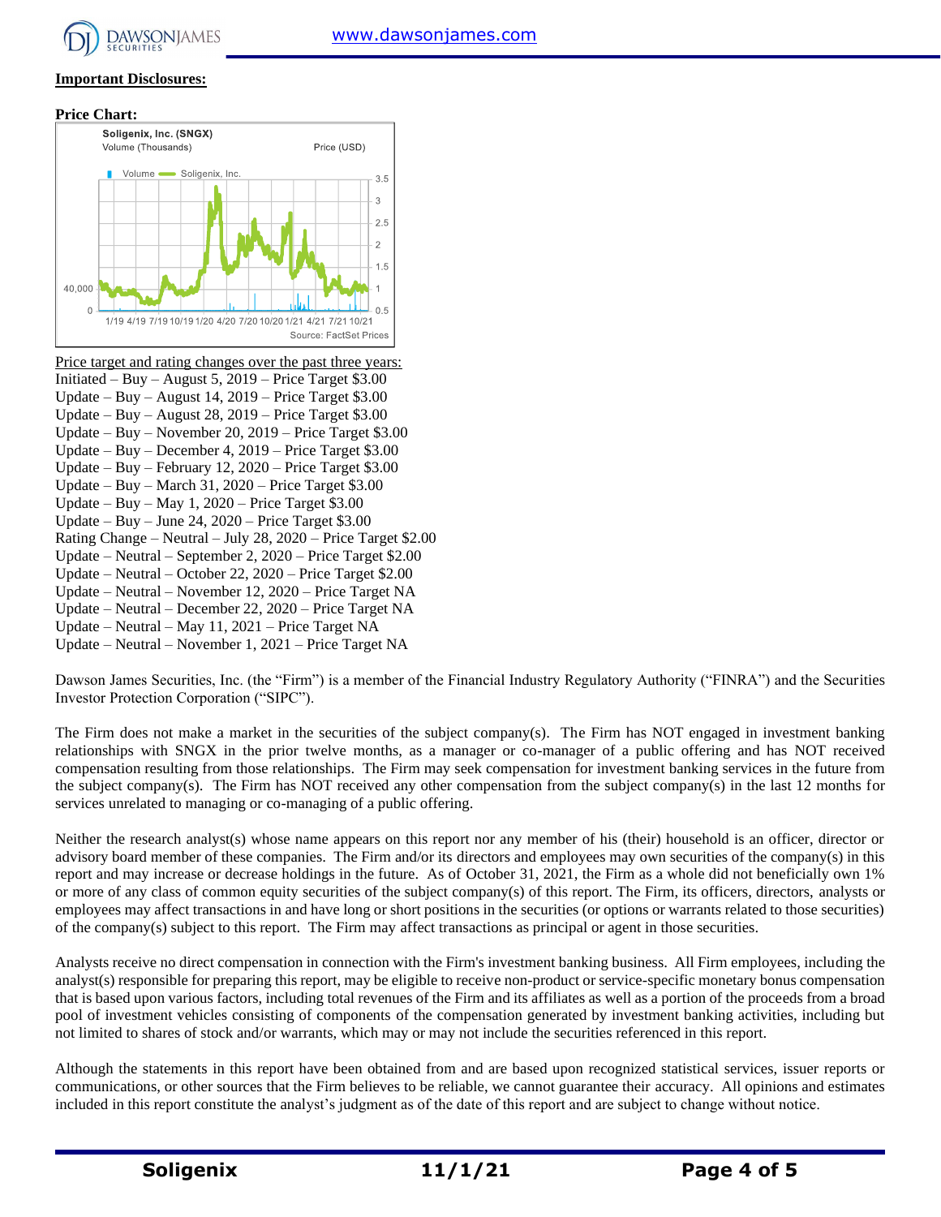**Important Disclosures:**

**Price Chart:**

Soligenix, Inc. (SNGX)
Volume (Thousands) Price (USD)

Volume Soligenix, Inc.

Source: FactSet Prices

Price target and rating changes over the past three years:

Initiated – Buy – August 5, 2019 – Price Target $3.00
Update – Buy – August 14, 2019 – Price Target $3.00
Update – Buy – August 28, 2019 – Price Target $3.00
Update – Buy – November 20, 2019 – Price Target $3.00
Update – Buy – December 4, 2019 – Price Target $3.00
Update – Buy – February 12, 2020 – Price Target $3.00
Update – Buy – March 31, 2020 – Price Target $3.00
Update – Buy – May 1, 2020 – Price Target $3.00
Update – Buy – June 24, 2020 – Price Target $3.00
Rating Change – Neutral – July 28, 2020 – Price Target $2.00
Update – Neutral – September 2, 2020 – Price Target $2.00
Update – Neutral – October 22, 2020 – Price Target $2.00
Update – Neutral – November 12, 2020 – Price Target NA
Update – Neutral – December 22, 2020 – Price Target NA
Update – Neutral – May 11, 2021 – Price Target NA
Update – Neutral – November 1, 2021 – Price Target NA

Dawson James Securities, Inc. (the "Firm") is a member of the Financial Industry Regulatory Authority ("FINRA") and the Securities Investor Protection Corporation ("SIPC").

The Firm does not make a market in the securities of the subject company(s). The Firm has NOT engaged in investment banking relationships with SNGX in the prior twelve months, as a manager or co-manager of a public offering and has NOT received compensation resulting from those relationships. The Firm may seek compensation for investment banking services in the future from the subject company(s). The Firm has NOT received any other compensation from the subject company(s) in the last 12 months for services unrelated to managing or co-managing of a public offering.

Neither the research analyst(s) whose name appears on this report nor any member of his (their) household is an officer, director or advisory board member of these companies. The Firm and/or its directors and employees may own securities of the company(s) in this report and may increase or decrease holdings in the future. As of October 31, 2021, the Firm as a whole did not beneficially own 1% or more of any class of common equity securities of the subject company(s) of this report. The Firm, its officers, directors, analysts or employees may affect transactions in and have long or short positions in the securities (or options or warrants related to those securities) of the company(s) subject to this report. The Firm may affect transactions as principal or agent in those securities.

Analysts receive no direct compensation in connection with the Firm's investment banking business. All Firm employees, including the analyst(s) responsible for preparing this report, may be eligible to receive non-product or service-specific monetary bonus compensation that is based upon various factors, including total revenues of the Firm and its affiliates as well as a portion of the proceeds from a broad pool of investment vehicles consisting of components of the compensation generated by investment banking activities, including but not limited to shares of stock and/or warrants, which may or may not include the securities referenced in this report.

Although the statements in this report have been obtained from and are based upon recognized statistical services, issuer reports or communications, or other sources that the Firm believes to be reliable, we cannot guarantee their accuracy. All opinions and estimates included in this report constitute the analyst's judgment as of the date of this report and are subject to change without notice.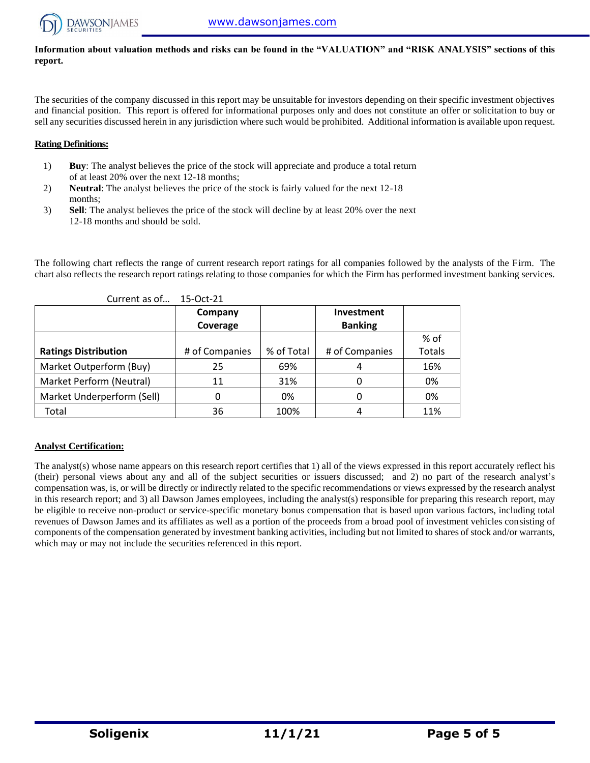**Information about valuation methods and risks can be found in the "VALUATION" and "RISK ANALYSIS" sections of this report.**

The securities of the company discussed in this report may be unsuitable for investors depending on their specific investment objectives and financial position. This report is offered for informational purposes only and does not constitute an offer or solicitation to buy or sell any securities discussed herein in any jurisdiction where such would be prohibited. Additional information is available upon request.

**Rating Definitions:**

1) **Buy**: The analyst believes the price of the stock will appreciate and produce a total return of at least 20% over the next 12-18 months;
2) **Neutral**: The analyst believes the price of the stock is fairly valued for the next 12-18 months;
3) **Sell**: The analyst believes the price of the stock will decline by at least 20% over the next 12-18 months and should be sold.

The following chart reflects the range of current research report ratings for all companies followed by the analysts of the Firm. The chart also reflects the research report ratings relating to those companies for which the Firm has performed investment banking services.

Current as of... 15-Oct-21

| | Company Coverage | | Investment Banking | |
|---|---|---|---|---|
| **Ratings Distribution** | # of Companies | % of Total | # of Companies | % of Totals |
| Market Outperform (Buy) | 25 | 69% | 4 | 16% |
| Market Perform (Neutral) | 11 | 31% | 0 | 0% |
| Market Underperform (Sell) | 0 | 0% | 0 | 0% |
| Total | 36 | 100% | 4 | 11% |

**Analyst Certification:**

The analyst(s) whose name appears on this research report certifies that 1) all of the views expressed in this report accurately reflect his (their) personal views about any and all of the subject securities or issuers discussed; and 2) no part of the research analyst's compensation was, is, or will be directly or indirectly related to the specific recommendations or views expressed by the research analyst in this research report; and 3) all Dawson James employees, including the analyst(s) responsible for preparing this research report, may be eligible to receive non-product or service-specific monetary bonus compensation that is based upon various factors, including total revenues of Dawson James and its affiliates as well as a portion of the proceeds from a broad pool of investment vehicles consisting of components of the compensation generated by investment banking activities, including but not limited to shares of stock and/or warrants, which may or may not include the securities referenced in this report.